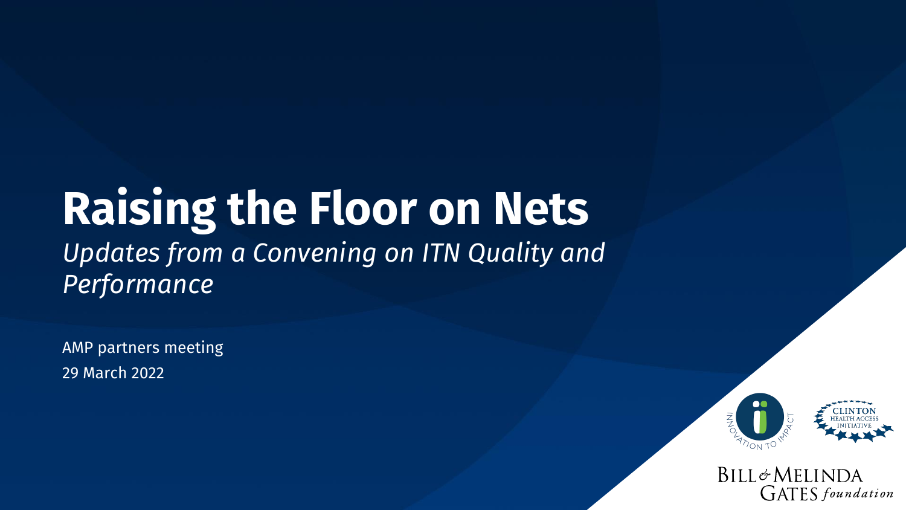# Raising the Floor on Nets

*Updates from a Convening on ITN Quality and Performance*

AMP partners meeting

29 March 2022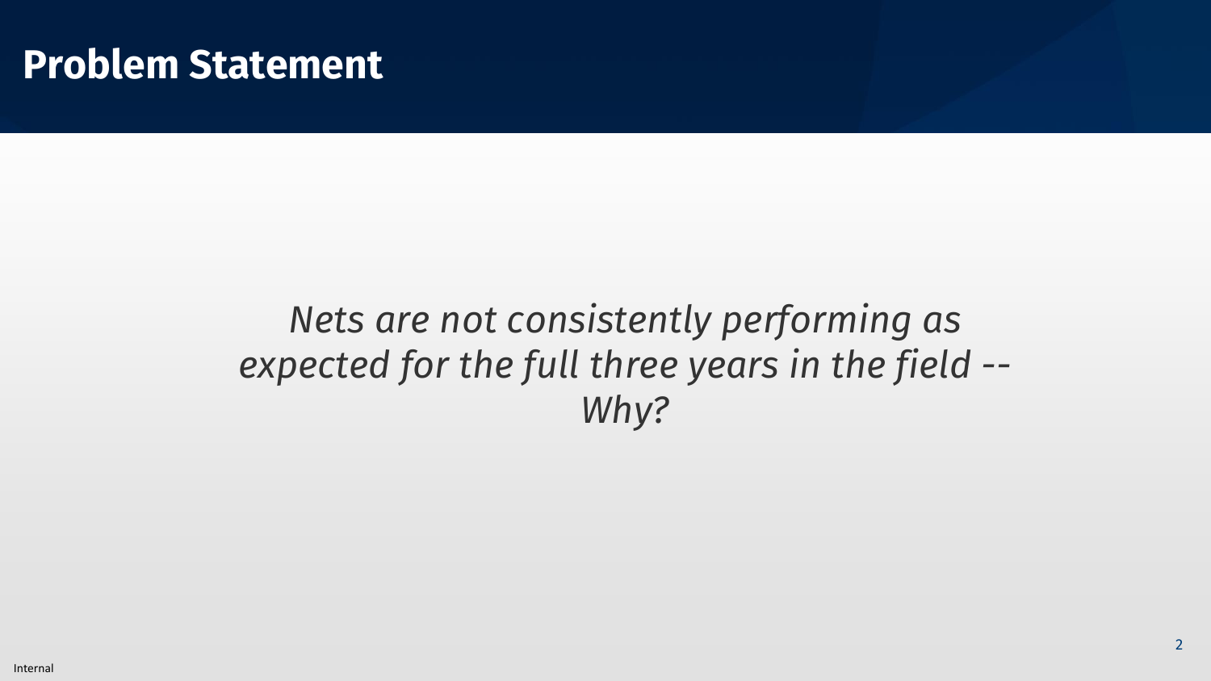# Problem Statement

*Nets are not consistently performing as expected for the full three years in the field -- Why?*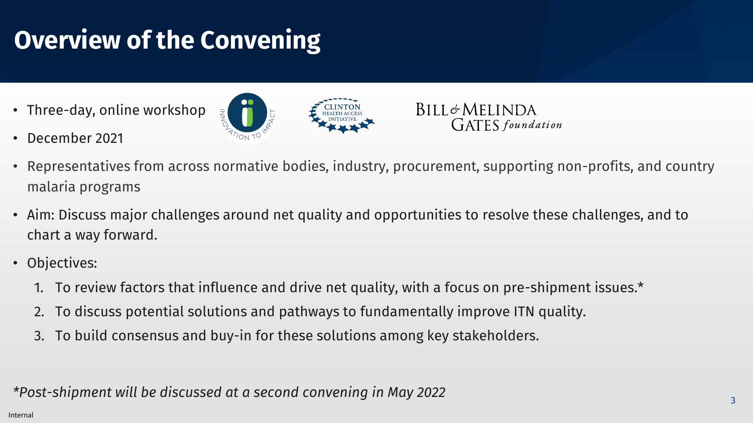# Overview of the Convening

- Three-day, online workshop
- December 2021
- Representatives from across normative bodies, industry, procurement, supporting non-profits, and country malaria programs
- Aim: Discuss major challenges around net quality and opportunities to resolve these challenges, and to chart a way forward.
- Objectives:
  1. To review factors that influence and drive net quality, with a focus on pre-shipment issues.*
  2. To discuss potential solutions and pathways to fundamentally improve ITN quality.
  3. To build consensus and buy-in for these solutions among key stakeholders.

*\*Post-shipment will be discussed at a second convening in May 2022*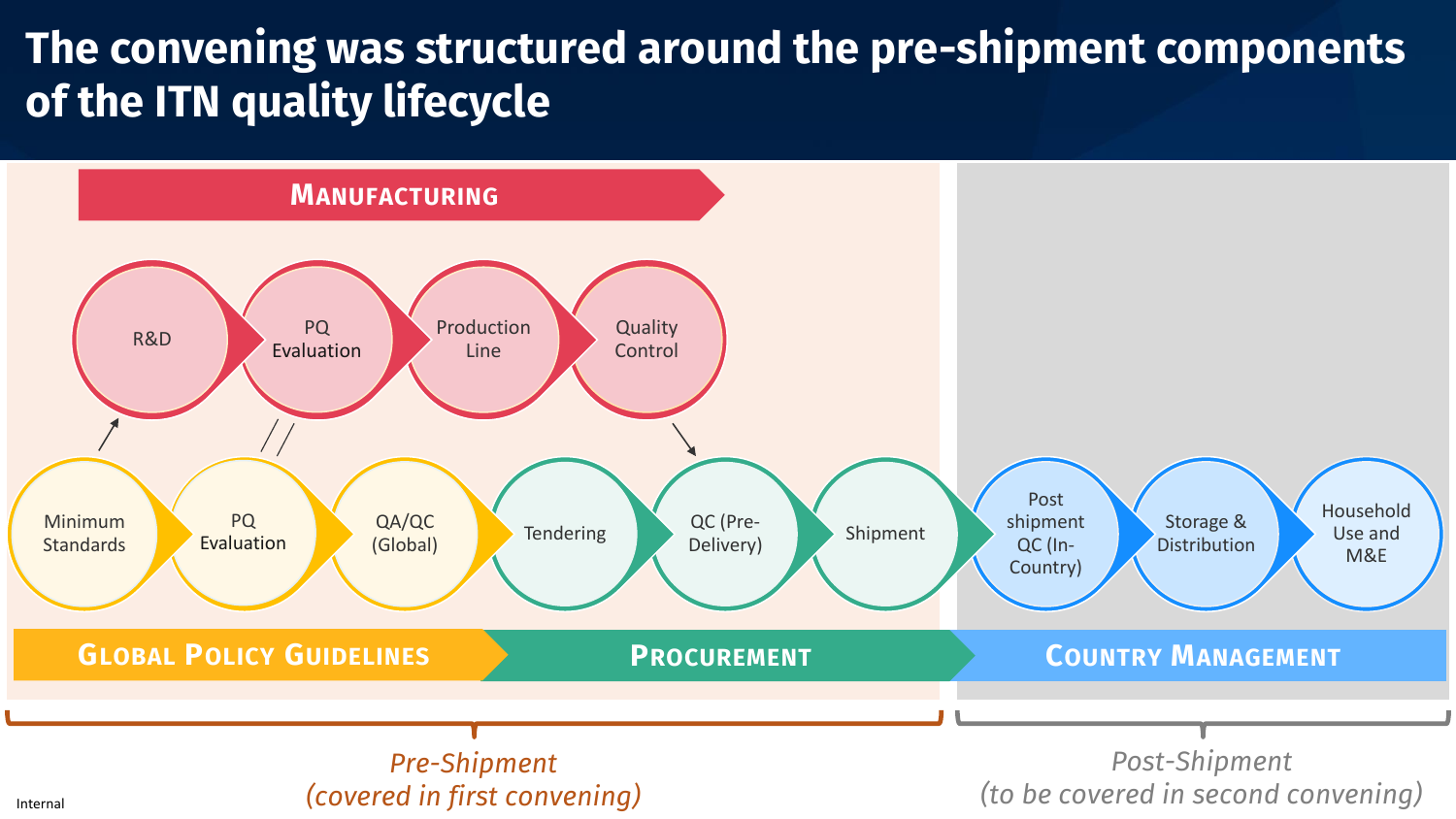# The convening was structured around the pre-shipment components of the ITN quality lifecycle

**Manufacturing**

R&D → PQ Evaluation → Production Line → Quality Control

Minimum Standards → PQ Evaluation → QA/QC (Global) → Tendering → QC (Pre-Delivery) → Shipment → Post shipment QC (In-Country) → Storage & Distribution → Household Use and M&E

**Global Policy Guidelines** | **Procurement** | **Country Management**

*Pre-Shipment (covered in first convening)*

*Post-Shipment (to be covered in second convening)*

Internal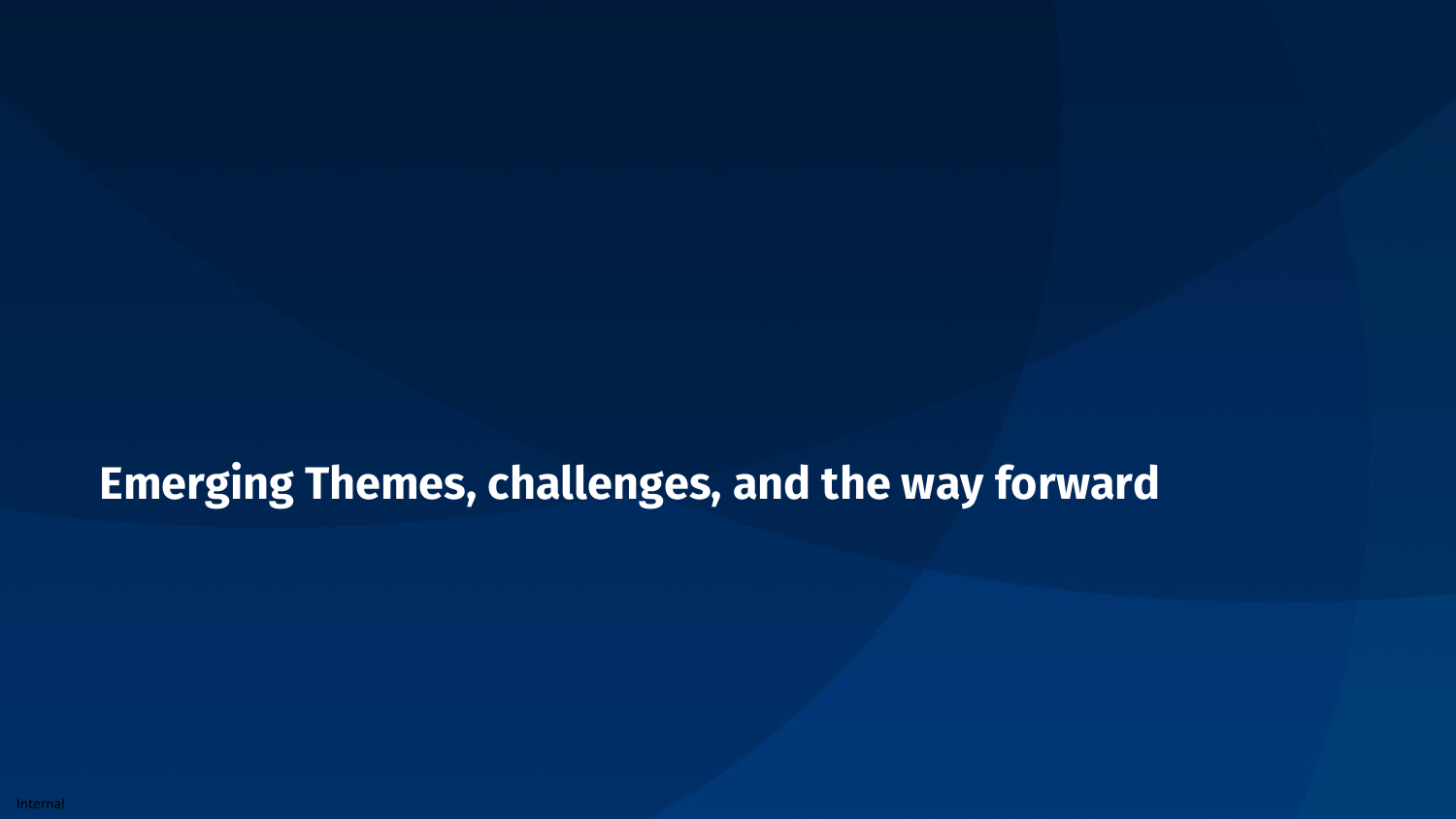# Emerging Themes, challenges, and the way forward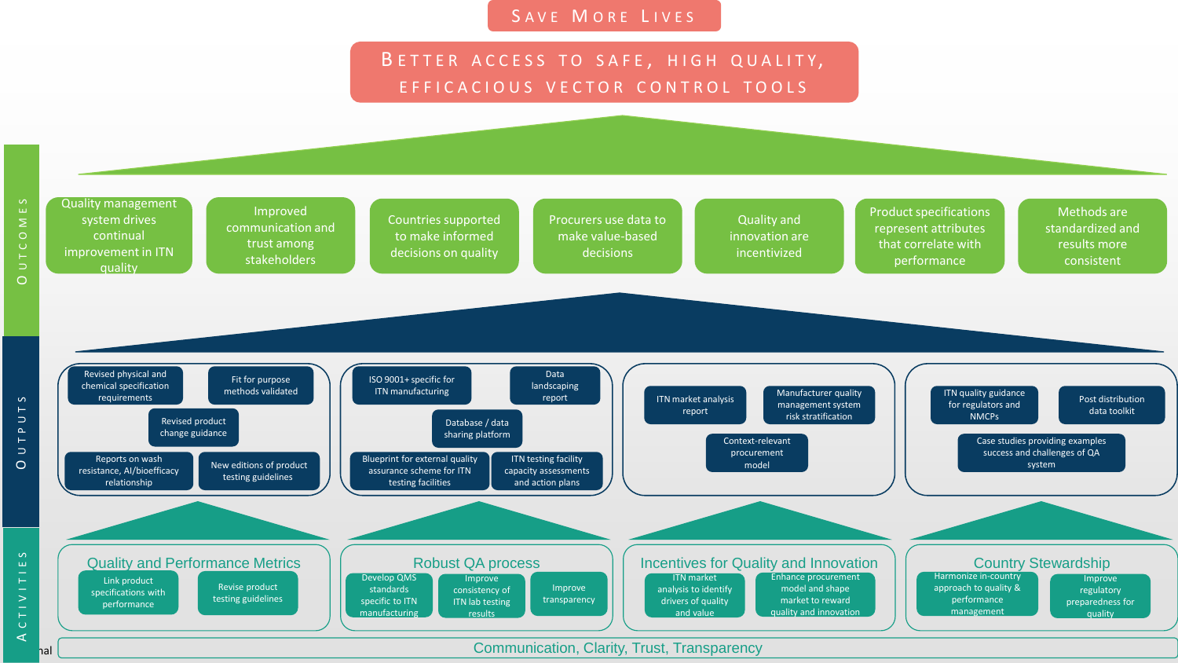# Save More Lives

## Better access to safe, high quality, efficacious vector control tools

### Outcomes

- Quality management system drives continual improvement in ITN quality
- Improved communication and trust among stakeholders
- Countries supported to make informed decisions on quality
- Procurers use data to make value-based decisions
- Quality and innovation are incentivized
- Product specifications represent attributes that correlate with performance
- Methods are standardized and results more consistent

### Outputs

**Quality and Performance Metrics outputs:**
- Revised physical and chemical specification requirements
- Fit for purpose methods validated
- Revised product change guidance
- Reports on wash resistance, AI/bioefficacy relationship
- New editions of product testing guidelines

**Robust QA process outputs:**
- ISO 9001+ specific for ITN manufacturing
- Data landscaping report
- Database / data sharing platform
- Blueprint for external quality assurance scheme for ITN testing facilities
- ITN testing facility capacity assessments and action plans

**Incentives for Quality and Innovation outputs:**
- ITN market analysis report
- Manufacturer quality management system risk stratification
- Context-relevant procurement model

**Country Stewardship outputs:**
- ITN quality guidance for regulators and NMCPs
- Post distribution data toolkit
- Case studies providing examples success and challenges of QA system

### Activities

**Quality and Performance Metrics**
- Link product specifications with performance
- Revise product testing guidelines

**Robust QA process**
- Develop QMS standards specific to ITN manufacturing
- Improve consistency of ITN lab testing results
- Improve transparency

**Incentives for Quality and Innovation**
- ITN market analysis to identify drivers of quality and value
- Enhance procurement model and shape market to reward quality and innovation

**Country Stewardship**
- Harmonize in-country approach to quality & performance management
- Improve regulatory preparedness for quality

**Communication, Clarity, Trust, Transparency**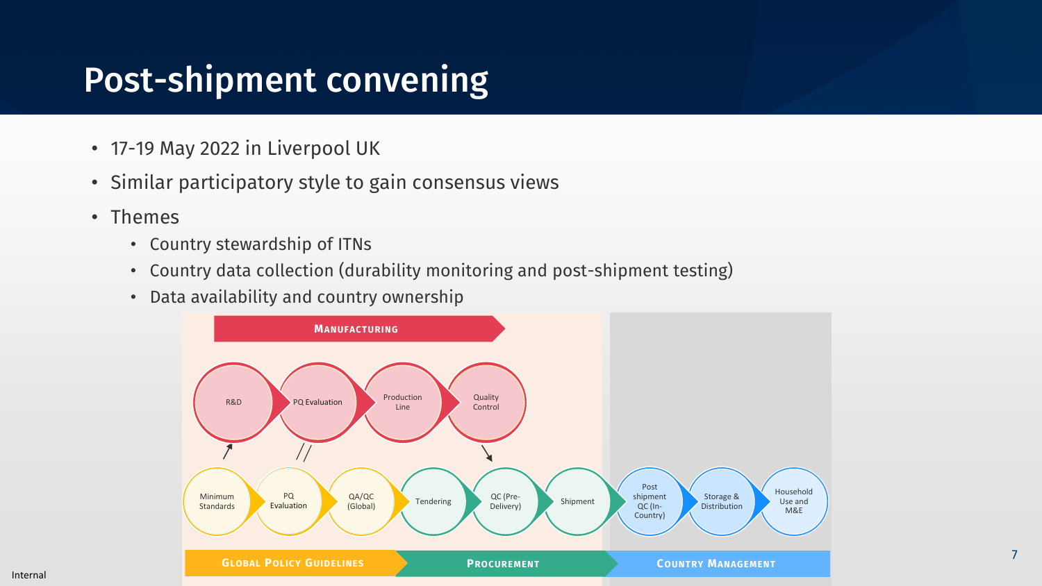# Post-shipment convening

- 17-19 May 2022 in Liverpool UK
- Similar participatory style to gain consensus views
- Themes
  - Country stewardship of ITNs
  - Country data collection (durability monitoring and post-shipment testing)
  - Data availability and country ownership

**MANUFACTURING**

R&D → PQ Evaluation → Production Line → Quality Control

Minimum Standards → PQ Evaluation → QA/QC (Global) → Tendering → QC (Pre-Delivery) → Shipment → Post shipment QC (In-Country) → Storage & Distribution → Household Use and M&E

**GLOBAL POLICY GUIDELINES** | **PROCUREMENT** | **COUNTRY MANAGEMENT**

Internal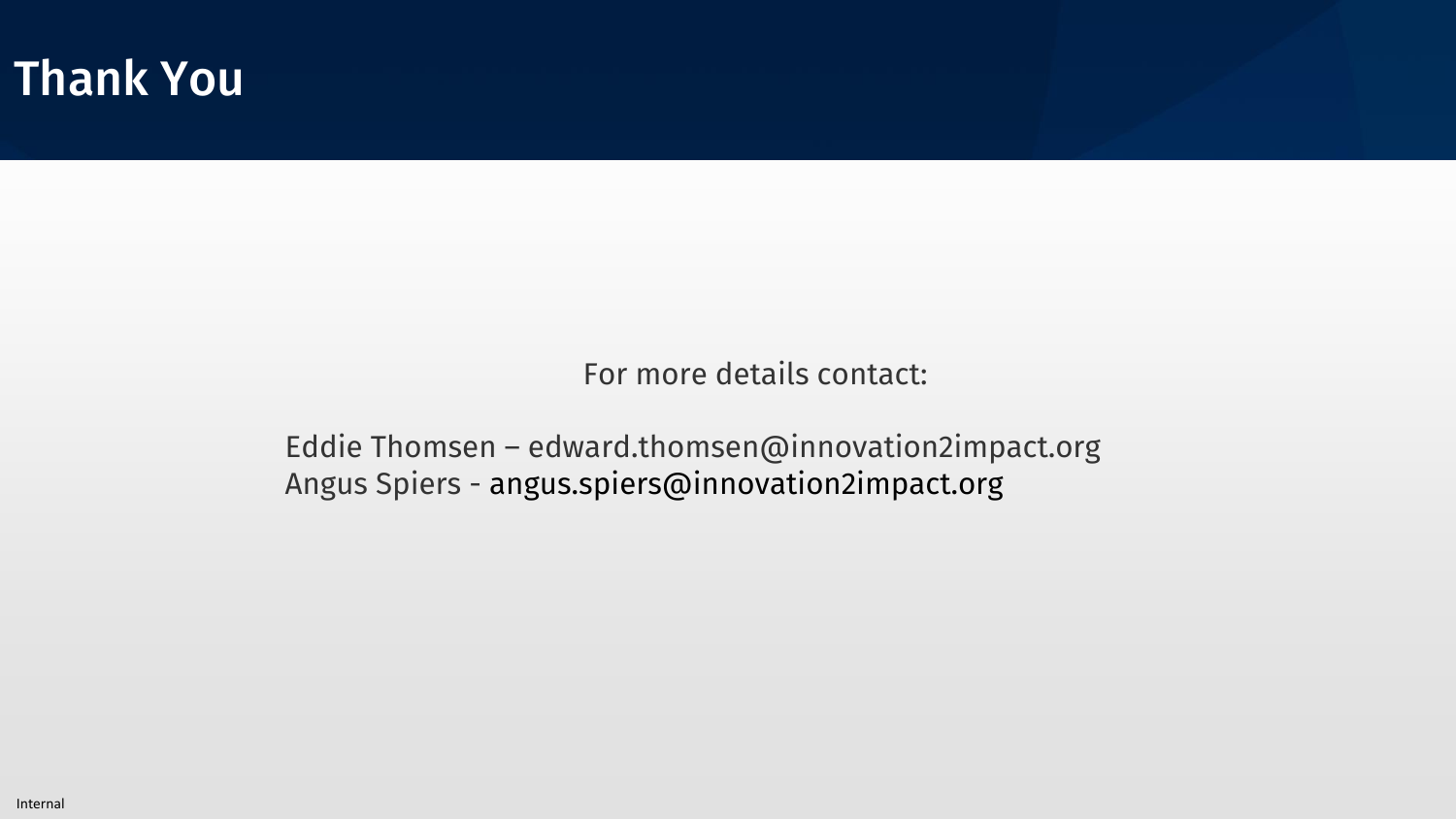# Thank You

For more details contact:

Eddie Thomsen – edward.thomsen@innovation2impact.org
Angus Spiers - angus.spiers@innovation2impact.org

Internal